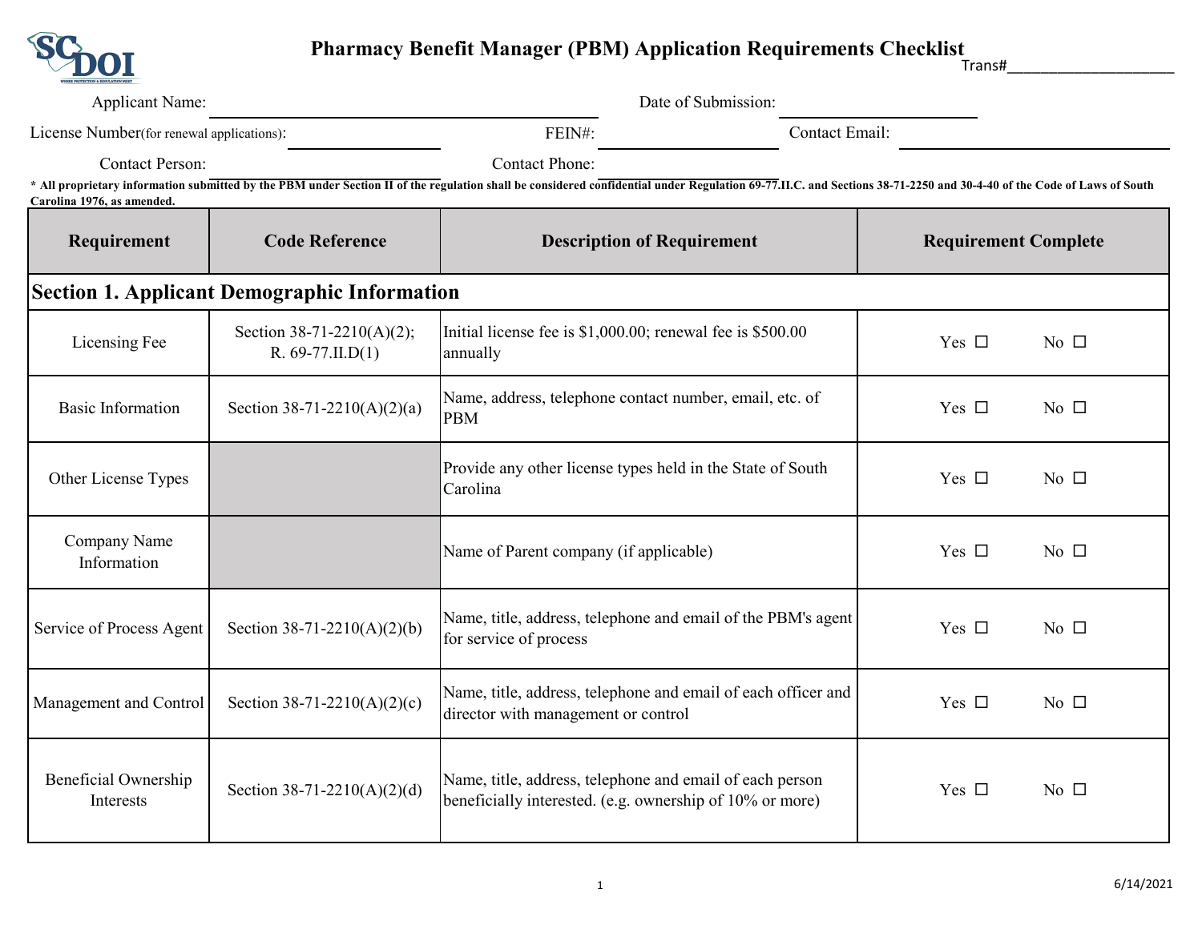# Pharmacy Benefit Manager (PBM) Application Requirements Checklist

Trans#____________________

Applicant Name: ____________________ Date of Submission: ____________________

License Number(for renewal applications): ____________________ FEIN#: ____________________ Contact Email: ____________________

Contact Person: ____________________ Contact Phone: ____________________

**\* All proprietary information submitted by the PBM under Section II of the regulation shall be considered confidential under Regulation 69-77.II.C. and Sections 38-71-2250 and 30-4-40 of the Code of Laws of South Carolina 1976, as amended.**

| Requirement | Code Reference | Description of Requirement | Requirement Complete |
|---|---|---|---|
| **Section 1. Applicant Demographic Information** | | | |
| Licensing Fee | Section 38-71-2210(A)(2); R. 69-77.II.D(1) | Initial license fee is $1,000.00; renewal fee is $500.00 annually | Yes ☐ No ☐ |
| Basic Information | Section 38-71-2210(A)(2)(a) | Name, address, telephone contact number, email, etc. of PBM | Yes ☐ No ☐ |
| Other License Types | | Provide any other license types held in the State of South Carolina | Yes ☐ No ☐ |
| Company Name Information | | Name of Parent company (if applicable) | Yes ☐ No ☐ |
| Service of Process Agent | Section 38-71-2210(A)(2)(b) | Name, title, address, telephone and email of the PBM's agent for service of process | Yes ☐ No ☐ |
| Management and Control | Section 38-71-2210(A)(2)(c) | Name, title, address, telephone and email of each officer and director with management or control | Yes ☐ No ☐ |
| Beneficial Ownership Interests | Section 38-71-2210(A)(2)(d) | Name, title, address, telephone and email of each person beneficially interested. (e.g. ownership of 10% or more) | Yes ☐ No ☐ |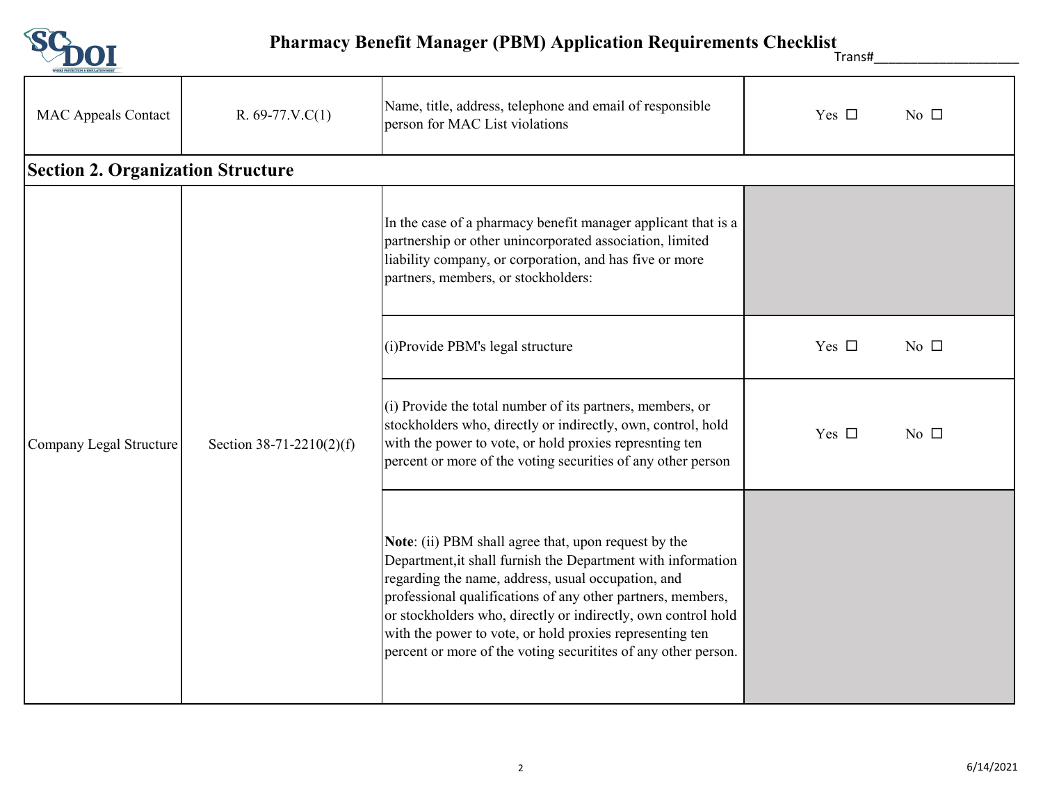# Pharmacy Benefit Manager (PBM) Application Requirements Checklist

Trans#____________________

| | | | |
|---|---|---|---|
| MAC Appeals Contact | R. 69-77.V.C(1) | Name, title, address, telephone and email of responsible person for MAC List violations | Yes ☐ No ☐ |

## Section 2. Organization Structure

| | | | |
|---|---|---|---|
| Company Legal Structure | Section 38-71-2210(2)(f) | In the case of a pharmacy benefit manager applicant that is a partnership or other unincorporated association, limited liability company, or corporation, and has five or more partners, members, or stockholders: | |
| | | (i)Provide PBM's legal structure | Yes ☐ No ☐ |
| | | (i) Provide the total number of its partners, members, or stockholders who, directly or indirectly, own, control, hold with the power to vote, or hold proxies represnting ten percent or more of the voting securities of any other person | Yes ☐ No ☐ |
| | | **Note**: (ii) PBM shall agree that, upon request by the Department,it shall furnish the Department with information regarding the name, address, usual occupation, and professional qualifications of any other partners, members, or stockholders who, directly or indirectly, own control hold with the power to vote, or hold proxies representing ten percent or more of the voting securitites of any other person. | |

6/14/2021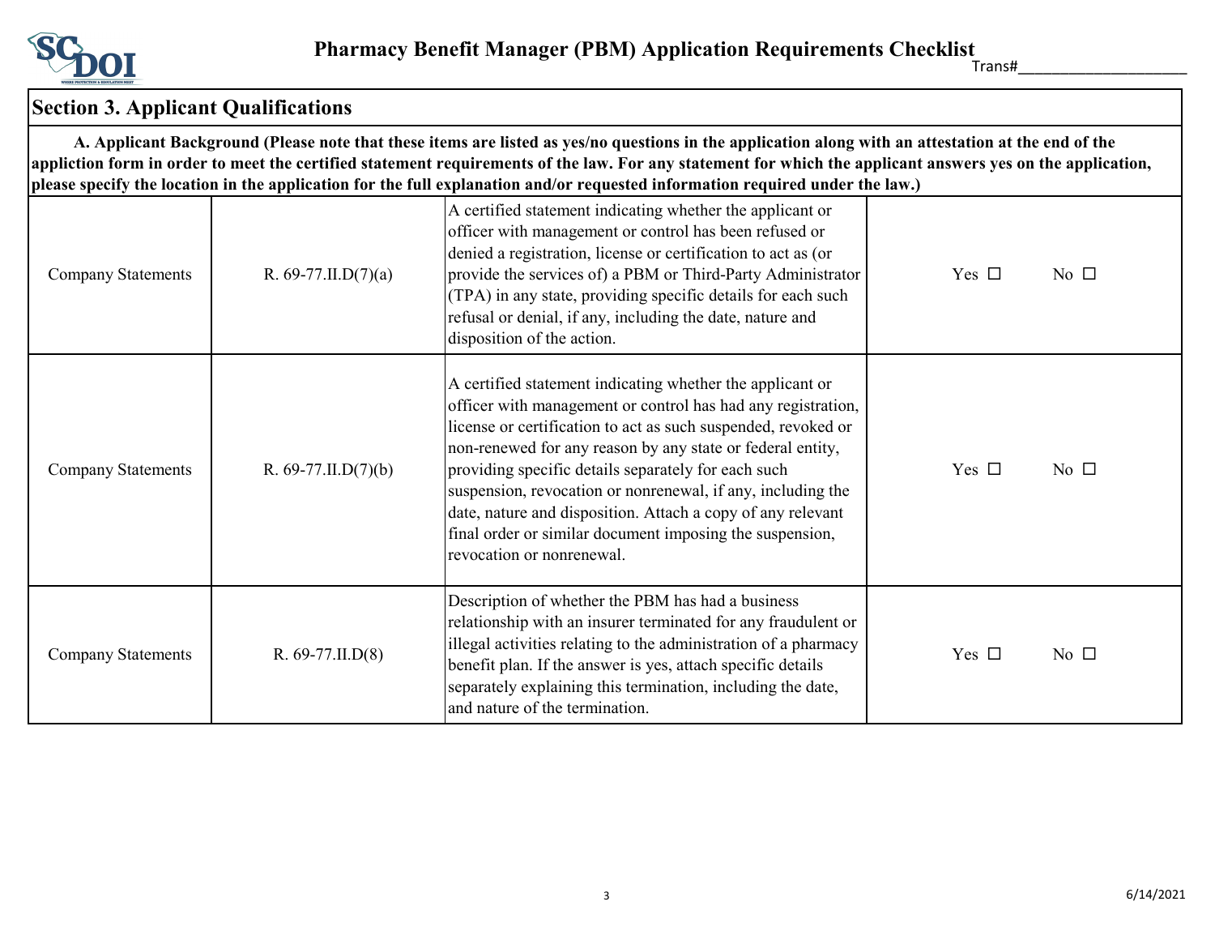# Pharmacy Benefit Manager (PBM) Application Requirements Checklist

Trans#____________________

## Section 3. Applicant Qualifications

**A. Applicant Background (Please note that these items are listed as yes/no questions in the application along with an attestation at the end of the appliction form in order to meet the certified statement requirements of the law. For any statement for which the applicant answers yes on the application, please specify the location in the application for the full explanation and/or requested information required under the law.)**

| | | | |
|---|---|---|---|
| Company Statements | R. 69-77.II.D(7)(a) | A certified statement indicating whether the applicant or officer with management or control has been refused or denied a registration, license or certification to act as (or provide the services of) a PBM or Third-Party Administrator (TPA) in any state, providing specific details for each such refusal or denial, if any, including the date, nature and disposition of the action. | Yes ☐ No ☐ |
| Company Statements | R. 69-77.II.D(7)(b) | A certified statement indicating whether the applicant or officer with management or control has had any registration, license or certification to act as such suspended, revoked or non-renewed for any reason by any state or federal entity, providing specific details separately for each such suspension, revocation or nonrenewal, if any, including the date, nature and disposition. Attach a copy of any relevant final order or similar document imposing the suspension, revocation or nonrenewal. | Yes ☐ No ☐ |
| Company Statements | R. 69-77.II.D(8) | Description of whether the PBM has had a business relationship with an insurer terminated for any fraudulent or illegal activities relating to the administration of a pharmacy benefit plan. If the answer is yes, attach specific details separately explaining this termination, including the date, and nature of the termination. | Yes ☐ No ☐ |

6/14/2021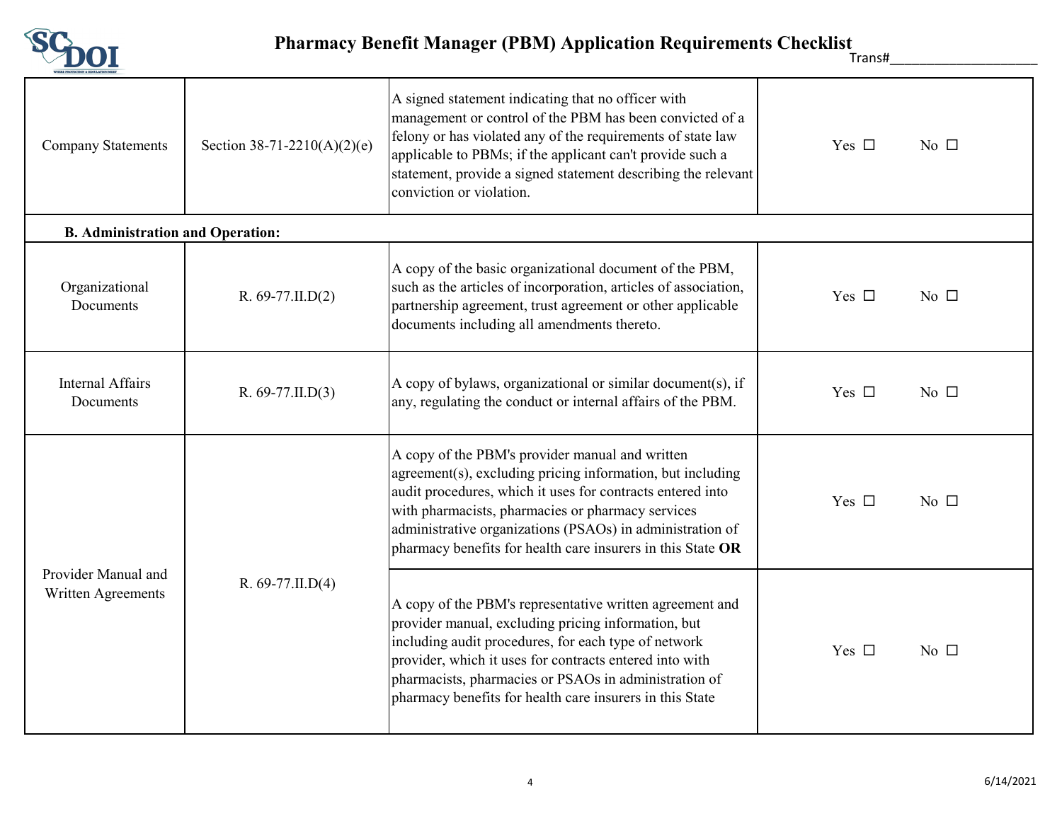| | | | |
|---|---|---|---|
| Company Statements | Section 38-71-2210(A)(2)(e) | A signed statement indicating that no officer with management or control of the PBM has been convicted of a felony or has violated any of the requirements of state law applicable to PBMs; if the applicant can't provide such a statement, provide a signed statement describing the relevant conviction or violation. | Yes ☐ No ☐ |
| **B. Administration and Operation:** | | | |
| Organizational Documents | R. 69-77.II.D(2) | A copy of the basic organizational document of the PBM, such as the articles of incorporation, articles of association, partnership agreement, trust agreement or other applicable documents including all amendments thereto. | Yes ☐ No ☐ |
| Internal Affairs Documents | R. 69-77.II.D(3) | A copy of bylaws, organizational or similar document(s), if any, regulating the conduct or internal affairs of the PBM. | Yes ☐ No ☐ |
| Provider Manual and Written Agreements | R. 69-77.II.D(4) | A copy of the PBM's provider manual and written agreement(s), excluding pricing information, but including audit procedures, which it uses for contracts entered into with pharmacists, pharmacies or pharmacy services administrative organizations (PSAOs) in administration of pharmacy benefits for health care insurers in this State **OR** | Yes ☐ No ☐ |
| | | A copy of the PBM's representative written agreement and provider manual, excluding pricing information, but including audit procedures, for each type of network provider, which it uses for contracts entered into with pharmacists, pharmacies or PSAOs in administration of pharmacy benefits for health care insurers in this State | Yes ☐ No ☐ |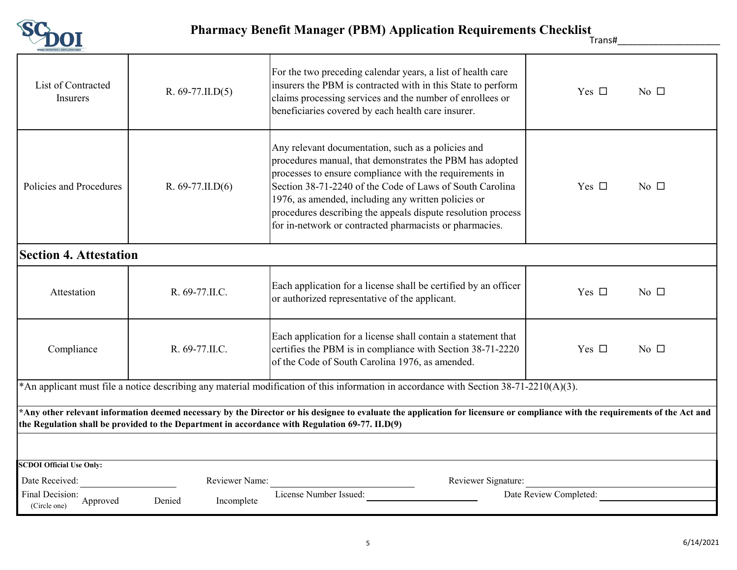# Pharmacy Benefit Manager (PBM) Application Requirements Checklist

Trans#____________________

| | | | |
|---|---|---|---|
| List of Contracted Insurers | R. 69-77.II.D(5) | For the two preceding calendar years, a list of health care insurers the PBM is contracted with in this State to perform claims processing services and the number of enrollees or beneficiaries covered by each health care insurer. | Yes ☐ No ☐ |
| Policies and Procedures | R. 69-77.II.D(6) | Any relevant documentation, such as a policies and procedures manual, that demonstrates the PBM has adopted processes to ensure compliance with the requirements in Section 38-71-2240 of the Code of Laws of South Carolina 1976, as amended, including any written policies or procedures describing the appeals dispute resolution process for in-network or contracted pharmacists or pharmacies. | Yes ☐ No ☐ |

## Section 4. Attestation

| | | | |
|---|---|---|---|
| Attestation | R. 69-77.II.C. | Each application for a license shall be certified by an officer or authorized representative of the applicant. | Yes ☐ No ☐ |
| Compliance | R. 69-77.II.C. | Each application for a license shall contain a statement that certifies the PBM is in compliance with Section 38-71-2220 of the Code of South Carolina 1976, as amended. | Yes ☐ No ☐ |

*An applicant must file a notice describing any material modification of this information in accordance with Section 38-71-2210(A)(3).

**\*Any other relevant information deemed necessary by the Director or his designee to evaluate the application for licensure or compliance with the requirements of the Act and the Regulation shall be provided to the Department in accordance with Regulation 69-77. II.D(9)**

**SCDOI Official Use Only:**

Date Received: ____________ Reviewer Name: ____________ Reviewer Signature: ____________

Final Decision: (Circle one) Approved Denied Incomplete License Number Issued: ____________ Date Review Completed: ____________